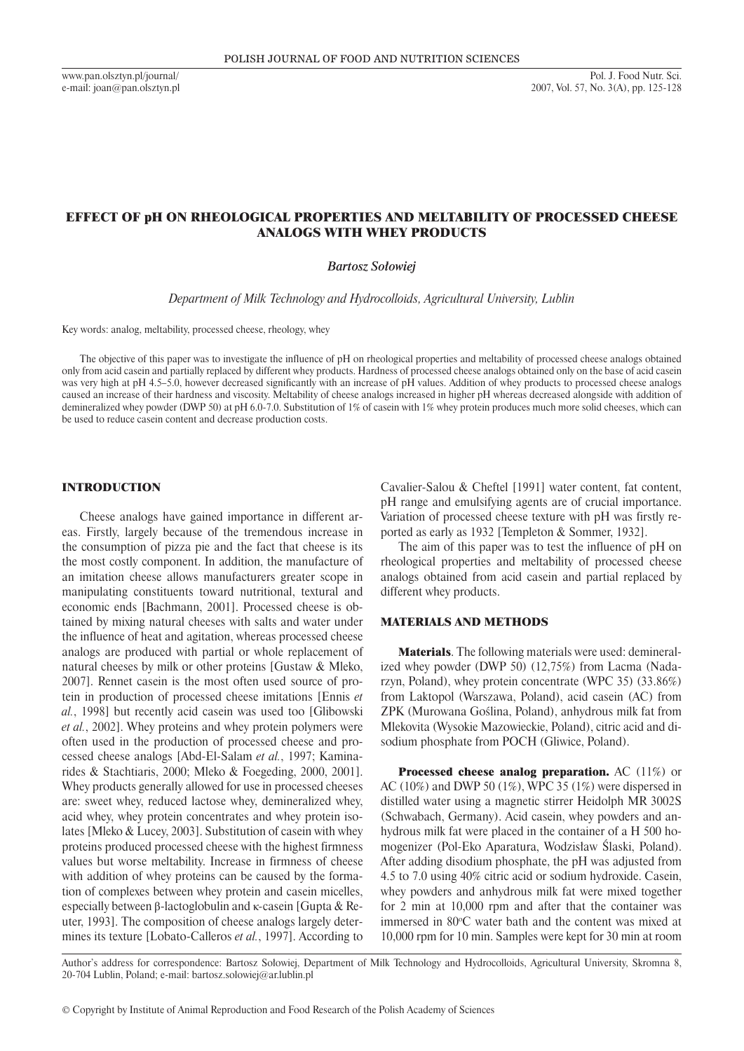# EFFECT OF pH ON RHEOLOGICAL PROPERTIES AND MELTABILITY OF PROCESSED CHEESE ANALOGS WITH WHEY PRODUCTS

*Bartosz Sołowiej*

*Department of Milk Technology and Hydrocolloids, Agricultural University, Lublin*

Key words: analog, meltability, processed cheese, rheology, whey

The objective of this paper was to investigate the influence of pH on rheological properties and meltability of processed cheese analogs obtained only from acid casein and partially replaced by different whey products. Hardness of processed cheese analogs obtained only on the base of acid casein was very high at pH 4.5–5.0, however decreased significantly with an increase of pH values. Addition of whey products to processed cheese analogs caused an increase of their hardness and viscosity. Meltability of cheese analogs increased in higher pH whereas decreased alongside with addition of demineralized whey powder (DWP 50) at pH 6.0-7.0. Substitution of 1% of casein with 1% whey protein produces much more solid cheeses, which can be used to reduce casein content and decrease production costs.

## INTRODUCTION

Cheese analogs have gained importance in different areas. Firstly, largely because of the tremendous increase in the consumption of pizza pie and the fact that cheese is its the most costly component. In addition, the manufacture of an imitation cheese allows manufacturers greater scope in manipulating constituents toward nutritional, textural and economic ends [Bachmann, 2001]. Processed cheese is obtained by mixing natural cheeses with salts and water under the influence of heat and agitation, whereas processed cheese analogs are produced with partial or whole replacement of natural cheeses by milk or other proteins [Gustaw & Mleko, 2007]. Rennet casein is the most often used source of protein in production of processed cheese imitations [Ennis *et al.*, 1998] but recently acid casein was used too [Glibowski *et al.*, 2002]. Whey proteins and whey protein polymers were often used in the production of processed cheese and processed cheese analogs [Abd-El-Salam *et al.*, 1997; Kaminarides & Stachtiaris, 2000; Mleko & Foegeding, 2000, 2001]. Whey products generally allowed for use in processed cheeses are: sweet whey, reduced lactose whey, demineralized whey, acid whey, whey protein concentrates and whey protein isolates [Mleko & Lucey, 2003]. Substitution of casein with whey proteins produced processed cheese with the highest firmness values but worse meltability. Increase in firmness of cheese with addition of whey proteins can be caused by the formation of complexes between whey protein and casein micelles, especially between β-lactoglobulin and κ-casein [Gupta & Reuter, 1993]. The composition of cheese analogs largely determines its texture [Lobato-Calleros *et al.*, 1997]. According to Cavalier-Salou & Cheftel [1991] water content, fat content, pH range and emulsifying agents are of crucial importance. Variation of processed cheese texture with pH was firstly reported as early as 1932 [Templeton & Sommer, 1932].

The aim of this paper was to test the influence of pH on rheological properties and meltability of processed cheese analogs obtained from acid casein and partial replaced by different whey products.

## MATERIALS AND METHODS

**Materials**. The following materials were used: demineralized whey powder (DWP 50) (12,75%) from Lacma (Nadarzyn, Poland), whey protein concentrate (WPC 35) (33.86%) from Laktopol (Warszawa, Poland), acid casein (AC) from ZPK (Murowana Goślina, Poland), anhydrous milk fat from Mlekovita (Wysokie Mazowieckie, Poland), citric acid and disodium phosphate from POCH (Gliwice, Poland).

**Processed cheese analog preparation.** AC (11%) or AC (10%) and DWP 50 (1%), WPC 35 (1%) were dispersed in distilled water using a magnetic stirrer Heidolph MR 3002S (Schwabach, Germany). Acid casein, whey powders and anhydrous milk fat were placed in the container of a H 500 homogenizer (Pol-Eko Aparatura, Wodzisław Ślaski, Poland). After adding disodium phosphate, the pH was adjusted from 4.5 to 7.0 using 40% citric acid or sodium hydroxide. Casein, whey powders and anhydrous milk fat were mixed together for 2 min at 10,000 rpm and after that the container was immersed in 80°C water bath and the content was mixed at 10,000 rpm for 10 min. Samples were kept for 30 min at room

Author's address for correspondence: Bartosz Sołowiej, Department of Milk Technology and Hydrocolloids, Agricultural University, Skromna 8, 20-704 Lublin, Poland; e-mail: bartosz.solowiej@ar.lublin.pl

© Copyright by Institute of Animal Reproduction and Food Research of the Polish Academy of Sciences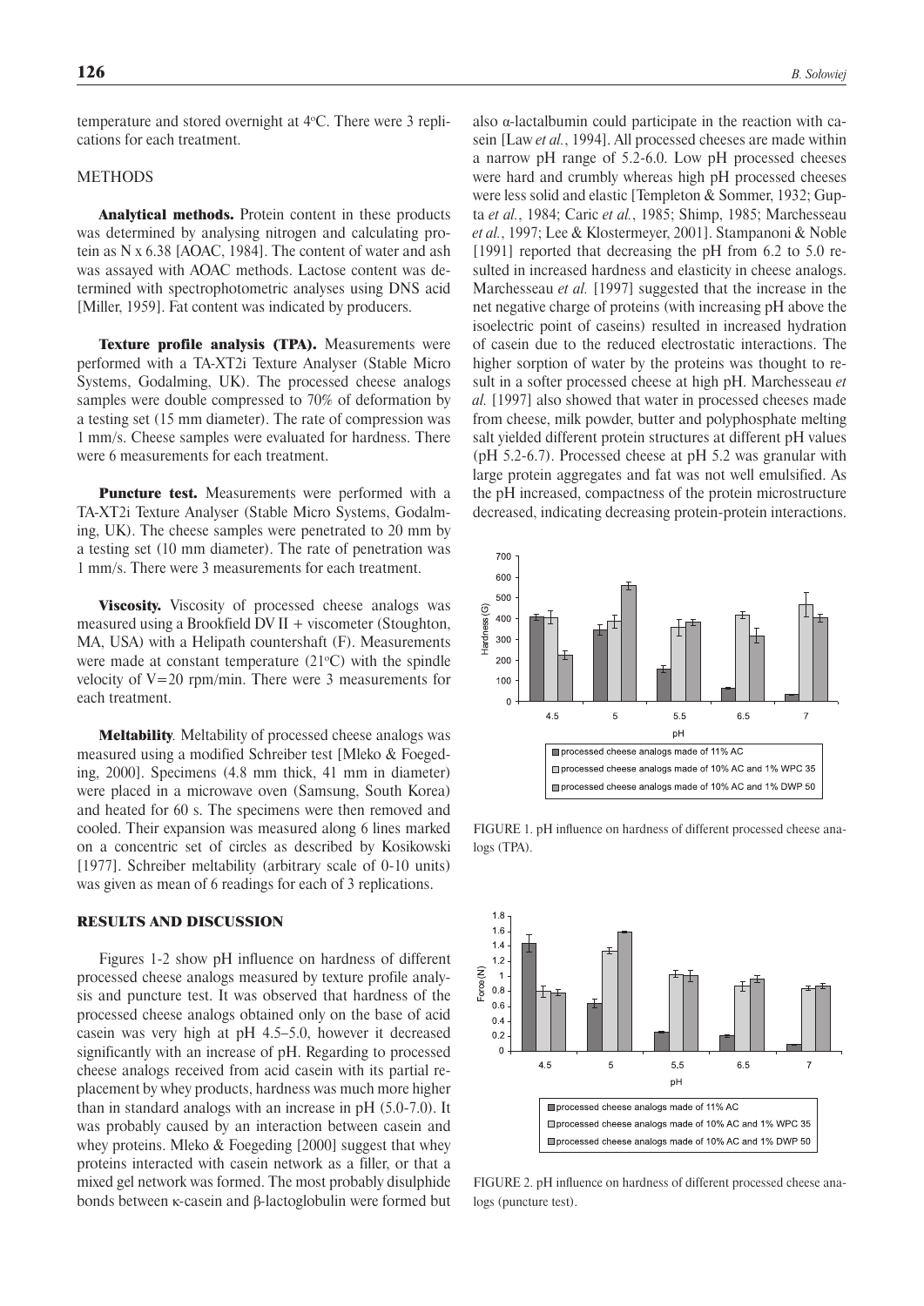temperature and stored overnight at 4°C. There were 3 replications for each treatment.

## METHODS

**Analytical methods.** Protein content in these products was determined by analysing nitrogen and calculating protein as N x 6.38 [AOAC, 1984]. The content of water and ash was assayed with AOAC methods. Lactose content was determined with spectrophotometric analyses using DNS acid [Miller, 1959]. Fat content was indicated by producers.

**Texture profile analysis (TPA).** Measurements were performed with a TA-XT2i Texture Analyser (Stable Micro Systems, Godalming, UK). The processed cheese analogs samples were double compressed to 70% of deformation by a testing set (15 mm diameter). The rate of compression was 1 mm/s. Cheese samples were evaluated for hardness. There were 6 measurements for each treatment.

**Puncture test.** Measurements were performed with a TA-XT2i Texture Analyser (Stable Micro Systems, Godalming, UK). The cheese samples were penetrated to 20 mm by a testing set (10 mm diameter). The rate of penetration was 1 mm/s. There were 3 measurements for each treatment.

**Viscosity.** Viscosity of processed cheese analogs was measured using a Brookfield DV II + viscometer (Stoughton, MA, USA) with a Helipath countershaft (F). Measurements were made at constant temperature (21°C) with the spindle velocity of V=20 rpm/min. There were 3 measurements for each treatment.

**Meltability**. Meltability of processed cheese analogs was measured using a modified Schreiber test [Mleko & Foegeding, 2000]. Specimens (4.8 mm thick, 41 mm in diameter) were placed in a microwave oven (Samsung, South Korea) and heated for 60 s. The specimens were then removed and cooled. Their expansion was measured along 6 lines marked on a concentric set of circles as described by Kosikowski [1977]. Schreiber meltability (arbitrary scale of 0-10 units) was given as mean of 6 readings for each of 3 replications.

## RESULTS AND DISCUSSION

Figures 1-2 show pH influence on hardness of different processed cheese analogs measured by texture profile analysis and puncture test. It was observed that hardness of the processed cheese analogs obtained only on the base of acid casein was very high at pH 4.5–5.0, however it decreased significantly with an increase of pH. Regarding to processed cheese analogs received from acid casein with its partial replacement by whey products, hardness was much more higher than in standard analogs with an increase in pH (5.0-7.0). It was probably caused by an interaction between casein and whey proteins. Mleko & Foegeding [2000] suggest that whey proteins interacted with casein network as a filler, or that a mixed gel network was formed. The most probably disulphide bonds between κ-casein and β-lactoglobulin were formed but also α-lactalbumin could participate in the reaction with casein [Law *et al.*, 1994]. All processed cheeses are made within a narrow pH range of 5.2-6.0. Low pH processed cheeses were hard and crumbly whereas high pH processed cheeses were less solid and elastic [Templeton & Sommer, 1932; Gupta *et al.*, 1984; Caric *et al.*, 1985; Shimp, 1985; Marchesseau *et al.*, 1997; Lee & Klostermeyer, 2001]. Stampanoni & Noble [1991] reported that decreasing the pH from 6.2 to 5.0 resulted in increased hardness and elasticity in cheese analogs. Marchesseau *et al.* [1997] suggested that the increase in the net negative charge of proteins (with increasing pH above the isoelectric point of caseins) resulted in increased hydration of casein due to the reduced electrostatic interactions. The higher sorption of water by the proteins was thought to result in a softer processed cheese at high pH. Marchesseau *et al.* [1997] also showed that water in processed cheeses made from cheese, milk powder, butter and polyphosphate melting salt yielded different protein structures at different pH values (pH 5.2-6.7). Processed cheese at pH 5.2 was granular with large protein aggregates and fat was not well emulsified. As the pH increased, compactness of the protein microstructure decreased, indicating decreasing protein-protein interactions.

FIGURE 1. pH influence on hardness of different processed cheese analogs (TPA).

FIGURE 2. pH influence on hardness of different processed cheese analogs (puncture test).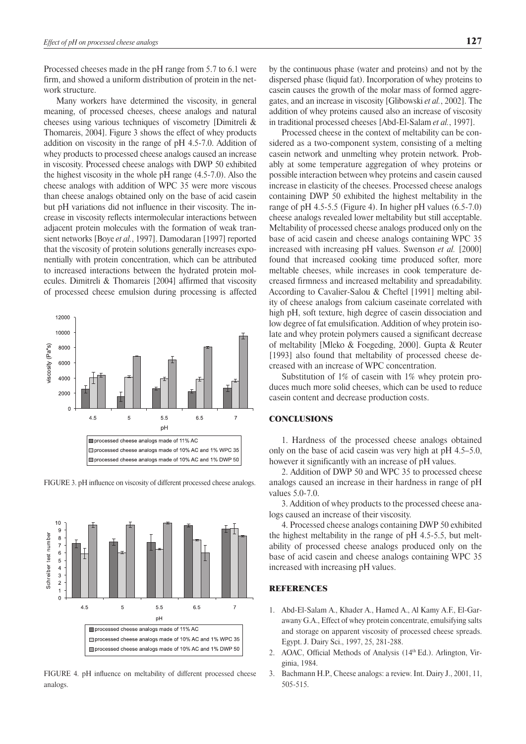Processed cheeses made in the pH range from 5.7 to 6.1 were firm, and showed a uniform distribution of protein in the network structure.

Many workers have determined the viscosity, in general meaning, of processed cheeses, cheese analogs and natural cheeses using various techniques of viscometry [Dimitreli & Thomareis, 2004]. Figure 3 shows the effect of whey products addition on viscosity in the range of pH 4.5-7.0. Addition of whey products to processed cheese analogs caused an increase in viscosity. Processed cheese analogs with DWP 50 exhibited the highest viscosity in the whole pH range (4.5-7.0). Also the cheese analogs with addition of WPC 35 were more viscous than cheese analogs obtained only on the base of acid casein but pH variations did not influence in their viscosity. The increase in viscosity reflects intermolecular interactions between adjacent protein molecules with the formation of weak transient networks [Boye *et al.*, 1997]. Damodaran [1997] reported that the viscosity of protein solutions generally increases exponentially with protein concentration, which can be attributed to increased interactions between the hydrated protein molecules. Dimitreli & Thomareis [2004] affirmed that viscosity of processed cheese emulsion during processing is affected by the continuous phase (water and proteins) and not by the dispersed phase (liquid fat). Incorporation of whey proteins to casein causes the growth of the molar mass of formed aggregates, and an increase in viscosity [Glibowski *et al.*, 2002]. The addition of whey proteins caused also an increase of viscosity in traditional processed cheeses [Abd-El-Salam *et al.*, 1997].

FIGURE 3. pH influence on viscosity of different processed cheese analogs.

FIGURE 4. pH influence on meltability of different processed cheese analogs.

Processed cheese in the context of meltability can be considered as a two-component system, consisting of a melting casein network and unmelting whey protein network. Probably at some temperature aggregation of whey proteins or possible interaction between whey proteins and casein caused increase in elasticity of the cheeses. Processed cheese analogs containing DWP 50 exhibited the highest meltability in the range of pH 4.5-5.5 (Figure 4). In higher pH values (6.5-7.0) cheese analogs revealed lower meltability but still acceptable. Meltability of processed cheese analogs produced only on the base of acid casein and cheese analogs containing WPC 35 increased with increasing pH values. Swenson *et al.* [2000] found that increased cooking time produced softer, more meltable cheeses, while increases in cook temperature decreased firmness and increased meltability and spreadability. According to Cavalier-Salou & Cheftel [1991] melting ability of cheese analogs from calcium caseinate correlated with high pH, soft texture, high degree of casein dissociation and low degree of fat emulsification. Addition of whey protein isolate and whey protein polymers caused a significant decrease of meltability [Mleko & Foegeding, 2000]. Gupta & Reuter [1993] also found that meltability of processed cheese decreased with an increase of WPC concentration.

Substitution of 1% of casein with 1% whey protein produces much more solid cheeses, which can be used to reduce casein content and decrease production costs.

## CONCLUSIONS

1. Hardness of the processed cheese analogs obtained only on the base of acid casein was very high at pH 4.5–5.0, however it significantly with an increase of pH values.

2. Addition of DWP 50 and WPC 35 to processed cheese analogs caused an increase in their hardness in range of pH values 5.0-7.0.

3. Addition of whey products to the processed cheese analogs caused an increase of their viscosity.

4. Processed cheese analogs containing DWP 50 exhibited the highest meltability in the range of pH 4.5-5.5, but meltability of processed cheese analogs produced only on the base of acid casein and cheese analogs containing WPC 35 increased with increasing pH values.

## REFERENCES

1. Abd-El-Salam A., Khader A., Hamed A., Al Kamy A.F., El-Garawany G.A., Effect of whey protein concentrate, emulsifying salts and storage on apparent viscosity of processed cheese spreads. Egypt. J. Dairy Sci., 1997, 25, 281-288.
2. AOAC, Official Methods of Analysis (14th Ed.). Arlington, Virginia, 1984.
3. Bachmann H.P., Cheese analogs: a review. Int. Dairy J., 2001, 11, 505-515.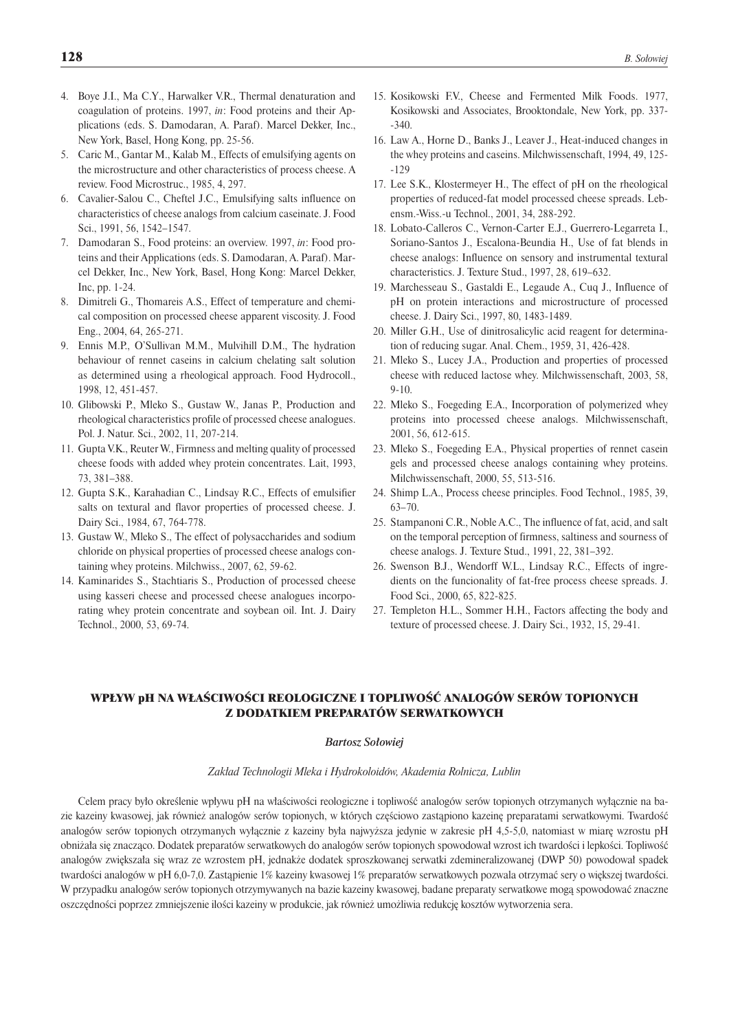4. Boye J.I., Ma C.Y., Harwalker V.R., Thermal denaturation and coagulation of proteins. 1997, *in*: Food proteins and their Applications (eds. S. Damodaran, A. Paraf). Marcel Dekker, Inc., New York, Basel, Hong Kong, pp. 25-56.
5. Caric M., Gantar M., Kalab M., Effects of emulsifying agents on the microstructure and other characteristics of process cheese. A review. Food Microstruc., 1985, 4, 297.
6. Cavalier-Salou C., Cheftel J.C., Emulsifying salts influence on characteristics of cheese analogs from calcium caseinate. J. Food Sci., 1991, 56, 1542–1547.
7. Damodaran S., Food proteins: an overview. 1997, *in*: Food proteins and their Applications (eds. S. Damodaran, A. Paraf). Marcel Dekker, Inc., New York, Basel, Hong Kong: Marcel Dekker, Inc, pp. 1-24.
8. Dimitreli G., Thomareis A.S., Effect of temperature and chemical composition on processed cheese apparent viscosity. J. Food Eng., 2004, 64, 265-271.
9. Ennis M.P., O'Sullivan M.M., Mulvihill D.M., The hydration behaviour of rennet caseins in calcium chelating salt solution as determined using a rheological approach. Food Hydrocoll., 1998, 12, 451-457.
10. Glibowski P., Mleko S., Gustaw W., Janas P., Production and rheological characteristics profile of processed cheese analogues. Pol. J. Natur. Sci., 2002, 11, 207-214.
11. Gupta V.K., Reuter W., Firmness and melting quality of processed cheese foods with added whey protein concentrates. Lait, 1993, 73, 381–388.
12. Gupta S.K., Karahadian C., Lindsay R.C., Effects of emulsifier salts on textural and flavor properties of processed cheese. J. Dairy Sci., 1984, 67, 764-778.
13. Gustaw W., Mleko S., The effect of polysaccharides and sodium chloride on physical properties of processed cheese analogs containing whey proteins. Milchwiss., 2007, 62, 59-62.
14. Kaminarides S., Stachtiaris S., Production of processed cheese using kasseri cheese and processed cheese analogues incorporating whey protein concentrate and soybean oil. Int. J. Dairy Technol., 2000, 53, 69-74.
15. Kosikowski F.V., Cheese and Fermented Milk Foods. 1977, Kosikowski and Associates, Brooktondale, New York, pp. 337-340.
16. Law A., Horne D., Banks J., Leaver J., Heat-induced changes in the whey proteins and caseins. Milchwissenschaft, 1994, 49, 125-129
17. Lee S.K., Klostermeyer H., The effect of pH on the rheological properties of reduced-fat model processed cheese spreads. Lebensm.-Wiss.-u Technol., 2001, 34, 288-292.
18. Lobato-Calleros C., Vernon-Carter E.J., Guerrero-Legarreta I., Soriano-Santos J., Escalona-Beundia H., Use of fat blends in cheese analogs: Influence on sensory and instrumental textural characteristics. J. Texture Stud., 1997, 28, 619–632.
19. Marchesseau S., Gastaldi E., Legaude A., Cuq J., Influence of pH on protein interactions and microstructure of processed cheese. J. Dairy Sci., 1997, 80, 1483-1489.
20. Miller G.H., Use of dinitrosalicylic acid reagent for determination of reducing sugar. Anal. Chem., 1959, 31, 426-428.
21. Mleko S., Lucey J.A., Production and properties of processed cheese with reduced lactose whey. Milchwissenschaft, 2003, 58, 9-10.
22. Mleko S., Foegeding E.A., Incorporation of polymerized whey proteins into processed cheese analogs. Milchwissenschaft, 2001, 56, 612-615.
23. Mleko S., Foegeding E.A., Physical properties of rennet casein gels and processed cheese analogs containing whey proteins. Milchwissenschaft, 2000, 55, 513-516.
24. Shimp L.A., Process cheese principles. Food Technol., 1985, 39, 63–70.
25. Stampanoni C.R., Noble A.C., The influence of fat, acid, and salt on the temporal perception of firmness, saltiness and sourness of cheese analogs. J. Texture Stud., 1991, 22, 381–392.
26. Swenson B.J., Wendorff W.L., Lindsay R.C., Effects of ingredients on the funcionality of fat-free process cheese spreads. J. Food Sci., 2000, 65, 822-825.
27. Templeton H.L., Sommer H.H., Factors affecting the body and texture of processed cheese. J. Dairy Sci., 1932, 15, 29-41.

## WPŁYW pH NA WŁAŚCIWOŚCI REOLOGICZNE I TOPLIWOŚĆ ANALOGÓW SERÓW TOPIONYCH Z DODATKIEM PREPARATÓW SERWATKOWYCH

***Bartosz Sołowiej***

*Zakład Technologii Mleka i Hydrokoloidów, Akademia Rolnicza, Lublin*

Celem pracy było określenie wpływu pH na właściwości reologiczne i topliwość analogów serów topionych otrzymanych wyłącznie na bazie kazeiny kwasowej, jak również analogów serów topionych, w których częściowo zastąpiono kazeinę preparatami serwatkowymi. Twardość analogów serów topionych otrzymanych wyłącznie z kazeiny była najwyższa jedynie w zakresie pH 4,5-5,0, natomiast w miarę wzrostu pH obniżała się znacząco. Dodatek preparatów serwatkowych do analogów serów topionych spowodował wzrost ich twardości i lepkości. Topliwość analogów zwiększała się wraz ze wzrostem pH, jednakże dodatek sproszkowanej serwatki zdemineralizowanej (DWP 50) powodował spadek twardości analogów w pH 6,0-7,0. Zastąpienie 1% kazeiny kwasowej 1% preparatów serwatkowych pozwala otrzymać sery o większej twardości. W przypadku analogów serów topionych otrzymywanych na bazie kazeiny kwasowej, badane preparaty serwatkowe mogą spowodować znaczne oszczędności poprzez zmniejszenie ilości kazeiny w produkcie, jak również umożliwia redukcję kosztów wytworzenia sera.